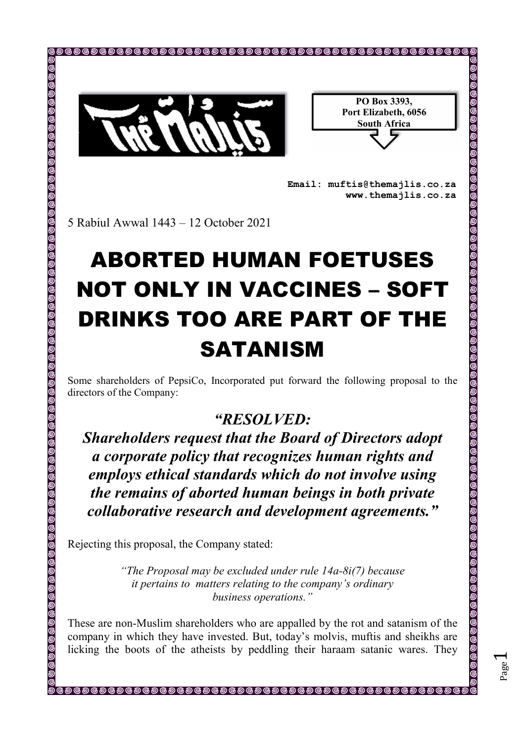The Majlis

**PO Box 3393,**
**Port Elizabeth, 6056**
**South Africa**

**Email: muftis@themajlis.co.za**
**www.themajlis.co.za**

5 Rabiul Awwal 1443 – 12 October 2021

# ABORTED HUMAN FOETUSES NOT ONLY IN VACCINES – SOFT DRINKS TOO ARE PART OF THE SATANISM

Some shareholders of PepsiCo, Incorporated put forward the following proposal to the directors of the Company:

> ***"RESOLVED:***
> ***Shareholders request that the Board of Directors adopt a corporate policy that recognizes human rights and employs ethical standards which do not involve using the remains of aborted human beings in both private collaborative research and development agreements."***

Rejecting this proposal, the Company stated:

> *"The Proposal may be excluded under rule 14a-8i(7) because it pertains to matters relating to the company's ordinary business operations."*

These are non-Muslim shareholders who are appalled by the rot and satanism of the company in which they have invested. But, today's molvis, muftis and sheikhs are licking the boots of the atheists by peddling their haraam satanic wares. They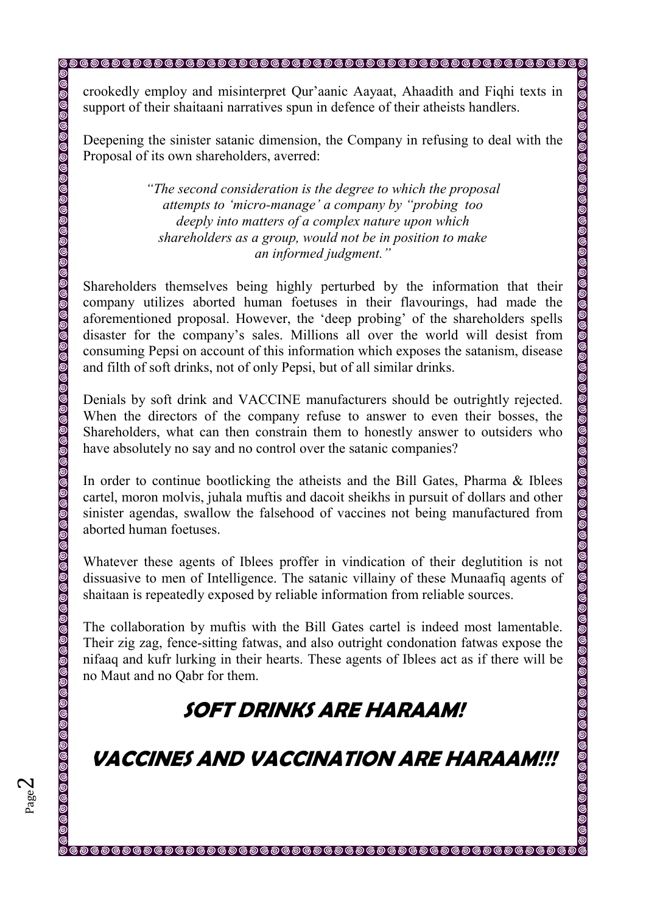crookedly employ and misinterpret Qur'aanic Aayaat, Ahaadith and Fiqhi texts in support of their shaitaani narratives spun in defence of their atheists handlers.

Deepening the sinister satanic dimension, the Company in refusing to deal with the Proposal of its own shareholders, averred:

> *"The second consideration is the degree to which the proposal attempts to 'micro-manage' a company by "probing too deeply into matters of a complex nature upon which shareholders as a group, would not be in position to make an informed judgment."*

Shareholders themselves being highly perturbed by the information that their company utilizes aborted human foetuses in their flavourings, had made the aforementioned proposal. However, the 'deep probing' of the shareholders spells disaster for the company's sales. Millions all over the world will desist from consuming Pepsi on account of this information which exposes the satanism, disease and filth of soft drinks, not of only Pepsi, but of all similar drinks.

Denials by soft drink and VACCINE manufacturers should be outrightly rejected. When the directors of the company refuse to answer to even their bosses, the Shareholders, what can then constrain them to honestly answer to outsiders who have absolutely no say and no control over the satanic companies?

In order to continue bootlicking the atheists and the Bill Gates, Pharma & Iblees cartel, moron molvis, juhala muftis and dacoit sheikhs in pursuit of dollars and other sinister agendas, swallow the falsehood of vaccines not being manufactured from aborted human foetuses.

Whatever these agents of Iblees proffer in vindication of their deglutition is not dissuasive to men of Intelligence. The satanic villainy of these Munaafiq agents of shaitaan is repeatedly exposed by reliable information from reliable sources.

The collaboration by muftis with the Bill Gates cartel is indeed most lamentable. Their zig zag, fence-sitting fatwas, and also outright condonation fatwas expose the nifaaq and kufr lurking in their hearts. These agents of Iblees act as if there will be no Maut and no Qabr for them.

## SOFT DRINKS ARE HARAAM!

## VACCINES AND VACCINATION ARE HARAAM!!!